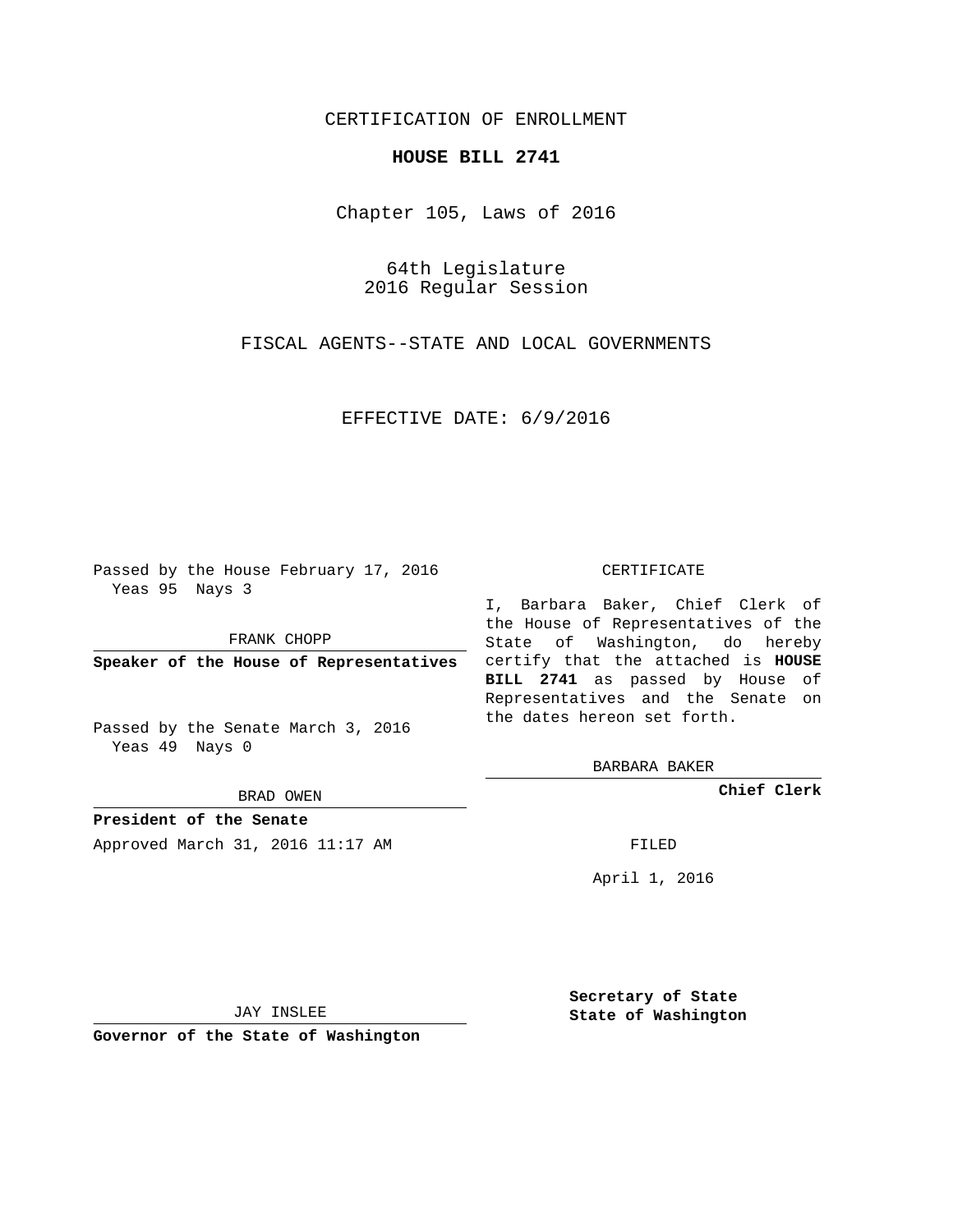CERTIFICATION OF ENROLLMENT

# HOUSE BILL 2741

Chapter 105, Laws of 2016

64th Legislature
2016 Regular Session

FISCAL AGENTS--STATE AND LOCAL GOVERNMENTS

EFFECTIVE DATE: 6/9/2016

Passed by the House February 17, 2016
Yeas 95 Nays 3

FRANK CHOPP

**Speaker of the House of Representatives**

Passed by the Senate March 3, 2016
Yeas 49 Nays 0

BRAD OWEN

**President of the Senate**

Approved March 31, 2016 11:17 AM

JAY INSLEE

**Governor of the State of Washington**

CERTIFICATE

I, Barbara Baker, Chief Clerk of the House of Representatives of the State of Washington, do hereby certify that the attached is **HOUSE BILL 2741** as passed by House of Representatives and the Senate on the dates hereon set forth.

BARBARA BAKER

**Chief Clerk**

FILED

April 1, 2016

**Secretary of State**
**State of Washington**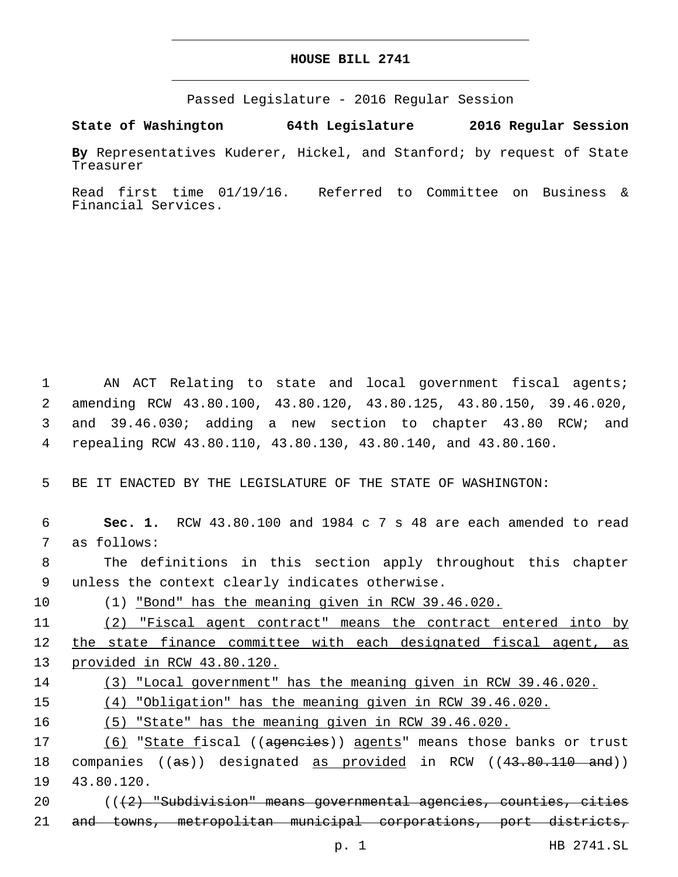# HOUSE BILL 2741

Passed Legislature - 2016 Regular Session

**State of Washington 64th Legislature 2016 Regular Session**

**By** Representatives Kuderer, Hickel, and Stanford; by request of State Treasurer

Read first time 01/19/16. Referred to Committee on Business & Financial Services.

AN ACT Relating to state and local government fiscal agents; amending RCW 43.80.100, 43.80.120, 43.80.125, 43.80.150, 39.46.020, and 39.46.030; adding a new section to chapter 43.80 RCW; and repealing RCW 43.80.110, 43.80.130, 43.80.140, and 43.80.160.

BE IT ENACTED BY THE LEGISLATURE OF THE STATE OF WASHINGTON:

**Sec. 1.** RCW 43.80.100 and 1984 c 7 s 48 are each amended to read as follows:

The definitions in this section apply throughout this chapter unless the context clearly indicates otherwise.

(1) <u>"Bond" has the meaning given in RCW 39.46.020.</u>

<u>(2) "Fiscal agent contract" means the contract entered into by the state finance committee with each designated fiscal agent, as provided in RCW 43.80.120.</u>

<u>(3) "Local government" has the meaning given in RCW 39.46.020.</u>

<u>(4) "Obligation" has the meaning given in RCW 39.46.020.</u>

<u>(5) "State" has the meaning given in RCW 39.46.020.</u>

<u>(6)</u> "<u>State f</u>iscal ((~~agencies~~)) <u>agents</u>" means those banks or trust companies ((~~as~~)) designated <u>as provided</u> in RCW ((~~43.80.110 and~~)) 43.80.120.

((~~(2) "Subdivision" means governmental agencies, counties, cities and towns, metropolitan municipal corporations, port districts,~~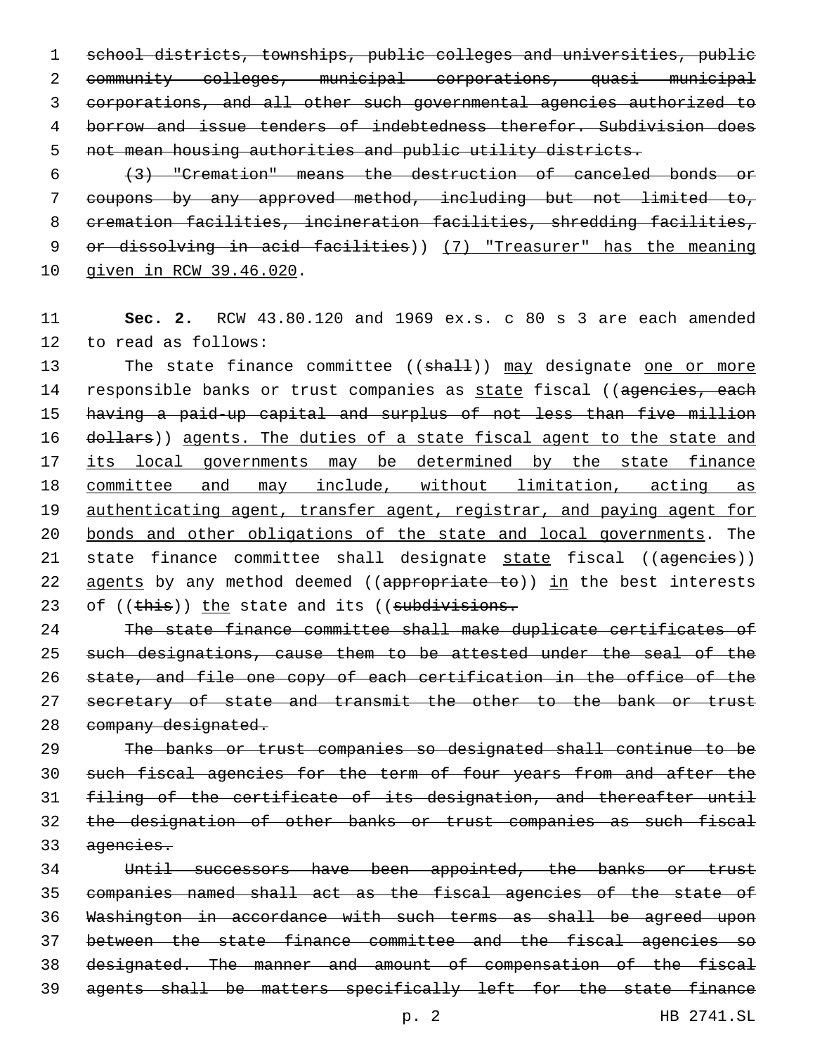~~school districts, townships, public colleges and universities, public community colleges, municipal corporations, quasi municipal corporations, and all other such governmental agencies authorized to borrow and issue tenders of indebtedness therefor. Subdivision does not mean housing authorities and public utility districts.~~

~~(3) "Cremation" means the destruction of canceled bonds or coupons by any approved method, including but not limited to, cremation facilities, incineration facilities, shredding facilities, or dissolving in acid facilities~~)) <u>(7) "Treasurer" has the meaning given in RCW 39.46.020</u>.

**Sec. 2.** RCW 43.80.120 and 1969 ex.s. c 80 s 3 are each amended to read as follows:

The state finance committee ((~~shall~~)) <u>may</u> designate <u>one or more</u> responsible banks or trust companies as <u>state</u> fiscal ((~~agencies, each having a paid-up capital and surplus of not less than five million dollars~~)) <u>agents. The duties of a state fiscal agent to the state and its local governments may be determined by the state finance committee and may include, without limitation, acting as authenticating agent, transfer agent, registrar, and paying agent for bonds and other obligations of the state and local governments</u>. The state finance committee shall designate <u>state</u> fiscal ((~~agencies~~)) <u>agents</u> by any method deemed ((~~appropriate to~~)) <u>in</u> the best interests of ((~~this~~)) <u>the</u> state and its ((~~subdivisions.~~

~~The state finance committee shall make duplicate certificates of such designations, cause them to be attested under the seal of the state, and file one copy of each certification in the office of the secretary of state and transmit the other to the bank or trust company designated.~~

~~The banks or trust companies so designated shall continue to be such fiscal agencies for the term of four years from and after the filing of the certificate of its designation, and thereafter until the designation of other banks or trust companies as such fiscal agencies.~~

~~Until successors have been appointed, the banks or trust companies named shall act as the fiscal agencies of the state of Washington in accordance with such terms as shall be agreed upon between the state finance committee and the fiscal agencies so designated. The manner and amount of compensation of the fiscal agents shall be matters specifically left for the state finance~~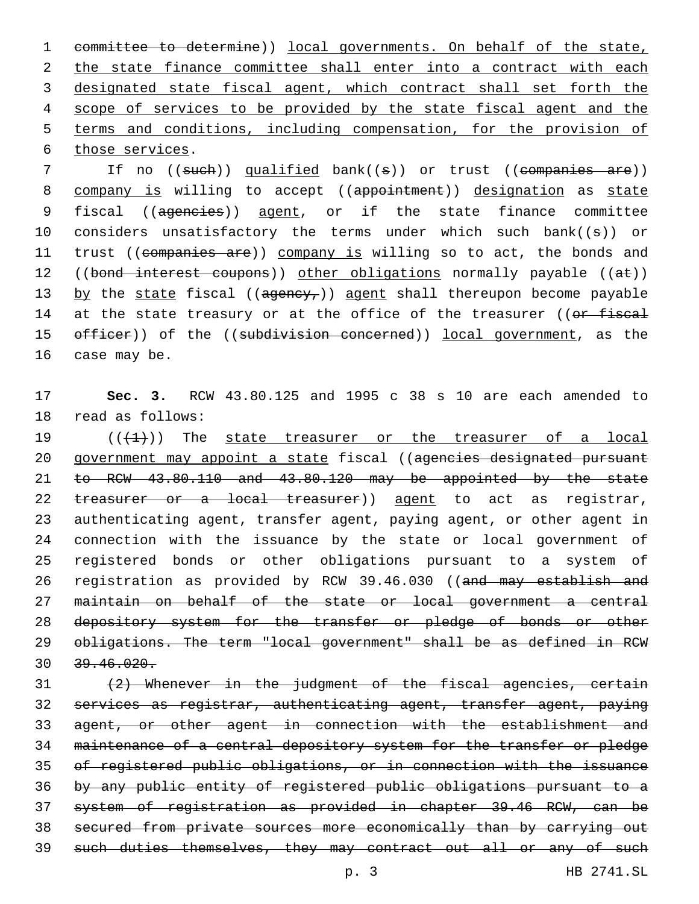~~committee to determine~~)) <u>local governments. On behalf of the state, the state finance committee shall enter into a contract with each designated state fiscal agent, which contract shall set forth the scope of services to be provided by the state fiscal agent and the terms and conditions, including compensation, for the provision of those services</u>.

If no ((~~such~~)) <u>qualified</u> bank((~~s~~)) or trust ((~~companies are~~)) <u>company is</u> willing to accept ((~~appointment~~)) <u>designation</u> as <u>state</u> fiscal ((~~agencies~~)) <u>agent</u>, or if the state finance committee considers unsatisfactory the terms under which such bank((~~s~~)) or trust ((~~companies are~~)) <u>company is</u> willing so to act, the bonds and ((~~bond interest coupons~~)) <u>other obligations</u> normally payable ((~~at~~)) <u>by</u> the <u>state</u> fiscal ((~~agency,~~)) <u>agent</u> shall thereupon become payable at the state treasury or at the office of the treasurer ((~~or fiscal officer~~)) of the ((~~subdivision concerned~~)) <u>local government</u>, as the case may be.

**Sec. 3.** RCW 43.80.125 and 1995 c 38 s 10 are each amended to read as follows:

((~~(1)~~)) The <u>state treasurer or the treasurer of a local government may appoint a state</u> fiscal ((~~agencies designated pursuant to RCW 43.80.110 and 43.80.120 may be appointed by the state treasurer or a local treasurer~~)) <u>agent</u> to act as registrar, authenticating agent, transfer agent, paying agent, or other agent in connection with the issuance by the state or local government of registered bonds or other obligations pursuant to a system of registration as provided by RCW 39.46.030 ((~~and may establish and maintain on behalf of the state or local government a central depository system for the transfer or pledge of bonds or other obligations. The term "local government" shall be as defined in RCW 39.46.020.~~

~~(2) Whenever in the judgment of the fiscal agencies, certain services as registrar, authenticating agent, transfer agent, paying agent, or other agent in connection with the establishment and maintenance of a central depository system for the transfer or pledge of registered public obligations, or in connection with the issuance by any public entity of registered public obligations pursuant to a system of registration as provided in chapter 39.46 RCW, can be secured from private sources more economically than by carrying out such duties themselves, they may contract out all or any of such~~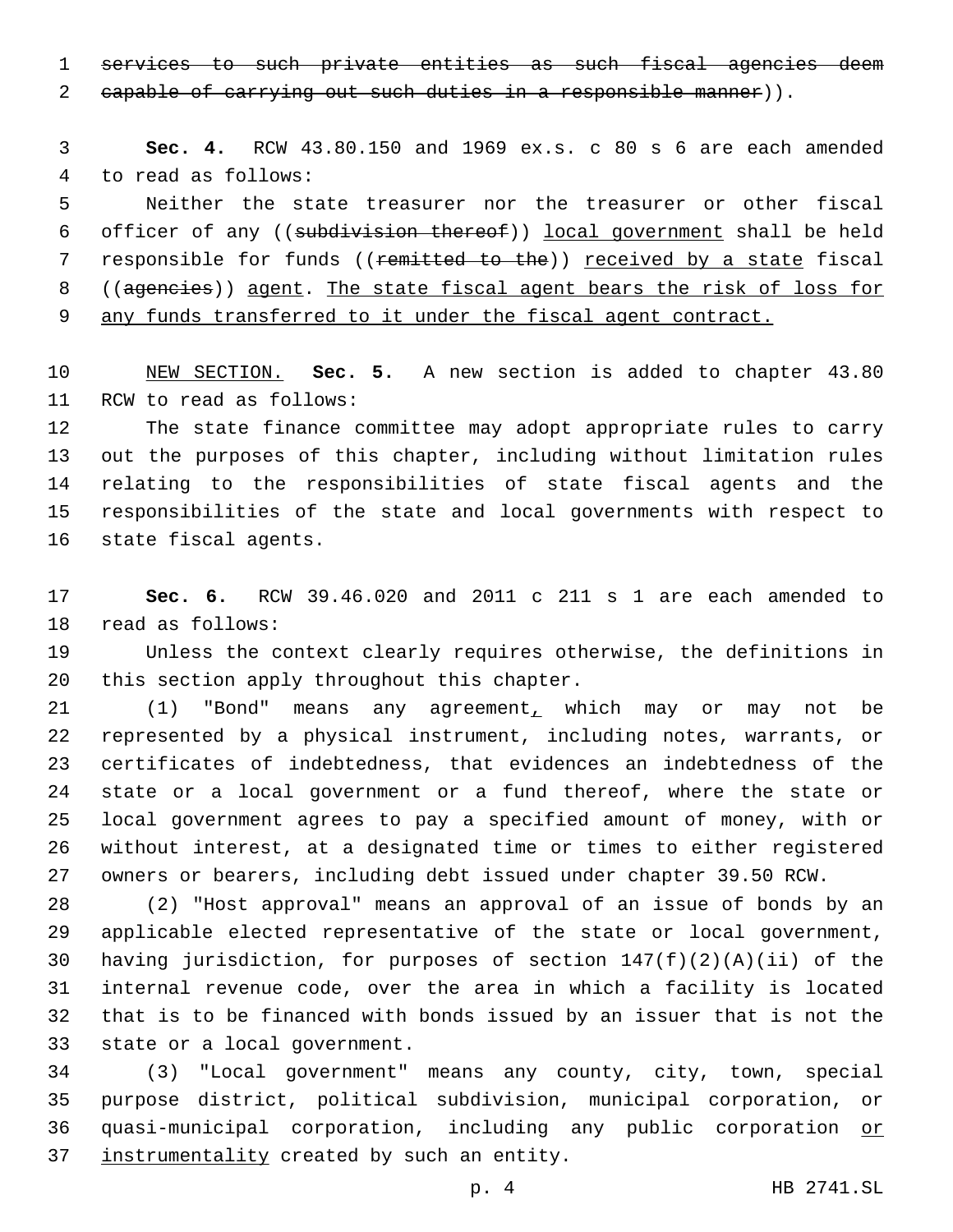~~services to such private entities as such fiscal agencies deem capable of carrying out such duties in a responsible manner~~)).

**Sec. 4.** RCW 43.80.150 and 1969 ex.s. c 80 s 6 are each amended to read as follows:

Neither the state treasurer nor the treasurer or other fiscal officer of any ((~~subdivision thereof~~)) local government shall be held responsible for funds ((~~remitted to the~~)) received by a state fiscal ((~~agencies~~)) agent. The state fiscal agent bears the risk of loss for any funds transferred to it under the fiscal agent contract.

NEW SECTION. **Sec. 5.** A new section is added to chapter 43.80 RCW to read as follows:

The state finance committee may adopt appropriate rules to carry out the purposes of this chapter, including without limitation rules relating to the responsibilities of state fiscal agents and the responsibilities of the state and local governments with respect to state fiscal agents.

**Sec. 6.** RCW 39.46.020 and 2011 c 211 s 1 are each amended to read as follows:

Unless the context clearly requires otherwise, the definitions in this section apply throughout this chapter.

(1) "Bond" means any agreement, which may or may not be represented by a physical instrument, including notes, warrants, or certificates of indebtedness, that evidences an indebtedness of the state or a local government or a fund thereof, where the state or local government agrees to pay a specified amount of money, with or without interest, at a designated time or times to either registered owners or bearers, including debt issued under chapter 39.50 RCW.

(2) "Host approval" means an approval of an issue of bonds by an applicable elected representative of the state or local government, having jurisdiction, for purposes of section 147(f)(2)(A)(ii) of the internal revenue code, over the area in which a facility is located that is to be financed with bonds issued by an issuer that is not the state or a local government.

(3) "Local government" means any county, city, town, special purpose district, political subdivision, municipal corporation, or quasi-municipal corporation, including any public corporation or instrumentality created by such an entity.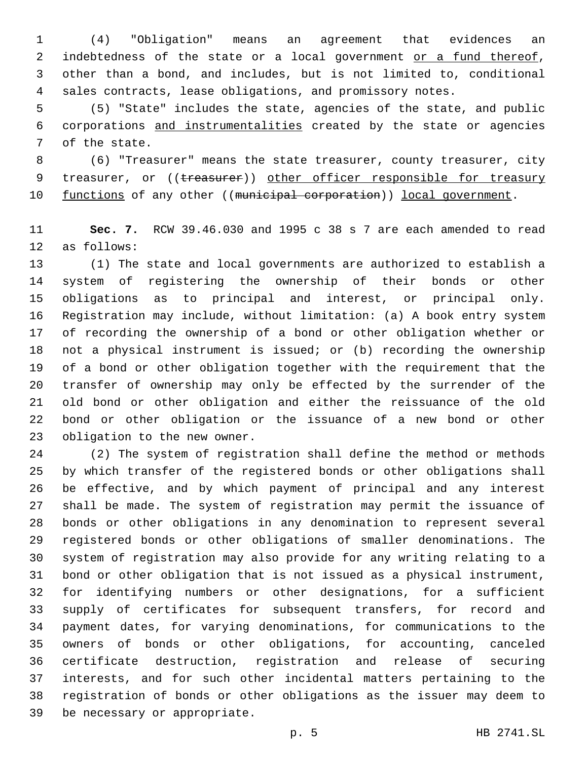(4) "Obligation" means an agreement that evidences an indebtedness of the state or a local government <u>or a fund thereof</u>, other than a bond, and includes, but is not limited to, conditional sales contracts, lease obligations, and promissory notes.

(5) "State" includes the state, agencies of the state, and public corporations <u>and instrumentalities</u> created by the state or agencies of the state.

(6) "Treasurer" means the state treasurer, county treasurer, city treasurer, or ((~~treasurer~~)) <u>other officer responsible for treasury functions</u> of any other ((~~municipal corporation~~)) <u>local government</u>.

**Sec. 7.** RCW 39.46.030 and 1995 c 38 s 7 are each amended to read as follows:

(1) The state and local governments are authorized to establish a system of registering the ownership of their bonds or other obligations as to principal and interest, or principal only. Registration may include, without limitation: (a) A book entry system of recording the ownership of a bond or other obligation whether or not a physical instrument is issued; or (b) recording the ownership of a bond or other obligation together with the requirement that the transfer of ownership may only be effected by the surrender of the old bond or other obligation and either the reissuance of the old bond or other obligation or the issuance of a new bond or other obligation to the new owner.

(2) The system of registration shall define the method or methods by which transfer of the registered bonds or other obligations shall be effective, and by which payment of principal and any interest shall be made. The system of registration may permit the issuance of bonds or other obligations in any denomination to represent several registered bonds or other obligations of smaller denominations. The system of registration may also provide for any writing relating to a bond or other obligation that is not issued as a physical instrument, for identifying numbers or other designations, for a sufficient supply of certificates for subsequent transfers, for record and payment dates, for varying denominations, for communications to the owners of bonds or other obligations, for accounting, canceled certificate destruction, registration and release of securing interests, and for such other incidental matters pertaining to the registration of bonds or other obligations as the issuer may deem to be necessary or appropriate.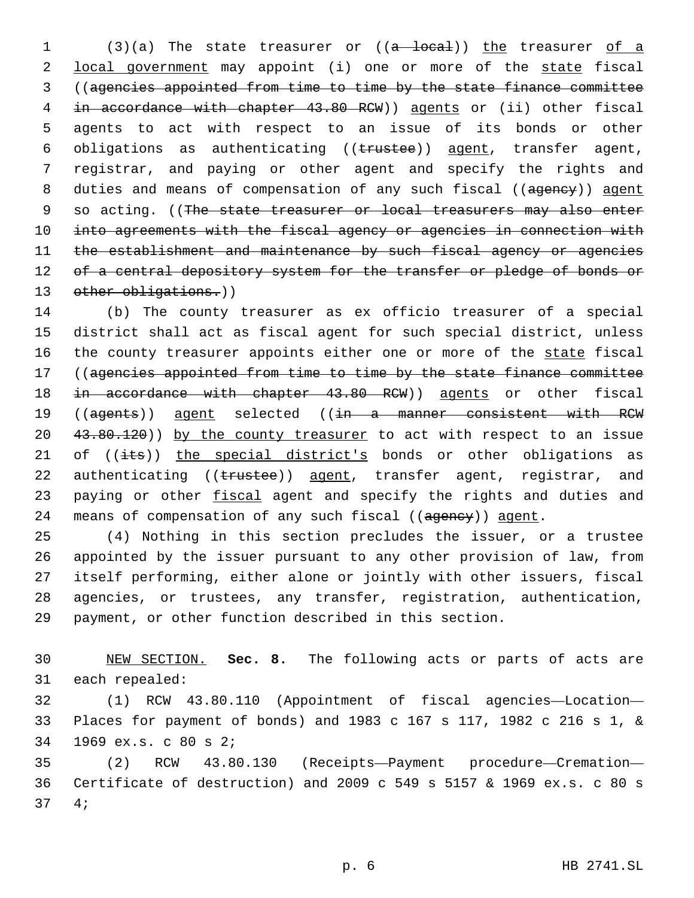(3)(a) The state treasurer or ((~~a local~~)) the treasurer of a local government may appoint (i) one or more of the state fiscal ((~~agencies appointed from time to time by the state finance committee in accordance with chapter 43.80 RCW~~)) agents or (ii) other fiscal agents to act with respect to an issue of its bonds or other obligations as authenticating ((~~trustee~~)) agent, transfer agent, registrar, and paying or other agent and specify the rights and duties and means of compensation of any such fiscal ((~~agency~~)) agent so acting. ((~~The state treasurer or local treasurers may also enter into agreements with the fiscal agency or agencies in connection with the establishment and maintenance by such fiscal agency or agencies of a central depository system for the transfer or pledge of bonds or other obligations.~~))

(b) The county treasurer as ex officio treasurer of a special district shall act as fiscal agent for such special district, unless the county treasurer appoints either one or more of the state fiscal ((~~agencies appointed from time to time by the state finance committee in accordance with chapter 43.80 RCW~~)) agents or other fiscal ((~~agents~~)) agent selected ((~~in a manner consistent with RCW 43.80.120~~)) by the county treasurer to act with respect to an issue of ((~~its~~)) the special district's bonds or other obligations as authenticating ((~~trustee~~)) agent, transfer agent, registrar, and paying or other fiscal agent and specify the rights and duties and means of compensation of any such fiscal ((~~agency~~)) agent.

(4) Nothing in this section precludes the issuer, or a trustee appointed by the issuer pursuant to any other provision of law, from itself performing, either alone or jointly with other issuers, fiscal agencies, or trustees, any transfer, registration, authentication, payment, or other function described in this section.

NEW SECTION. **Sec. 8.** The following acts or parts of acts are each repealed:

(1) RCW 43.80.110 (Appointment of fiscal agencies—Location—Places for payment of bonds) and 1983 c 167 s 117, 1982 c 216 s 1, & 1969 ex.s. c 80 s 2;

(2) RCW 43.80.130 (Receipts—Payment procedure—Cremation—Certificate of destruction) and 2009 c 549 s 5157 & 1969 ex.s. c 80 s 4;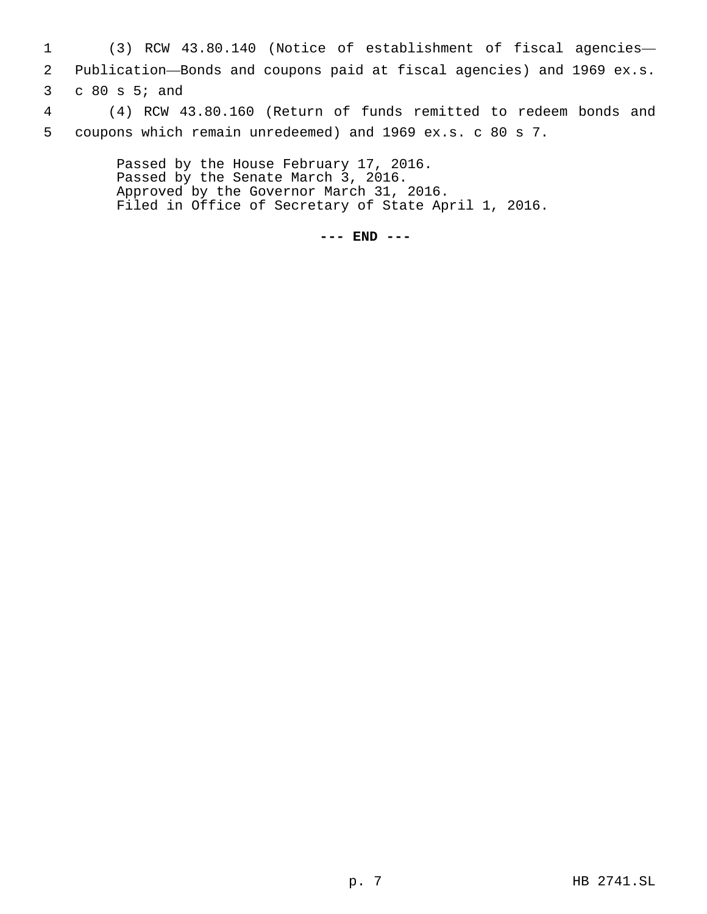(3) RCW 43.80.140 (Notice of establishment of fiscal agencies—Publication—Bonds and coupons paid at fiscal agencies) and 1969 ex.s. c 80 s 5; and

(4) RCW 43.80.160 (Return of funds remitted to redeem bonds and coupons which remain unredeemed) and 1969 ex.s. c 80 s 7.

Passed by the House February 17, 2016.
Passed by the Senate March 3, 2016.
Approved by the Governor March 31, 2016.
Filed in Office of Secretary of State April 1, 2016.

**--- END ---**